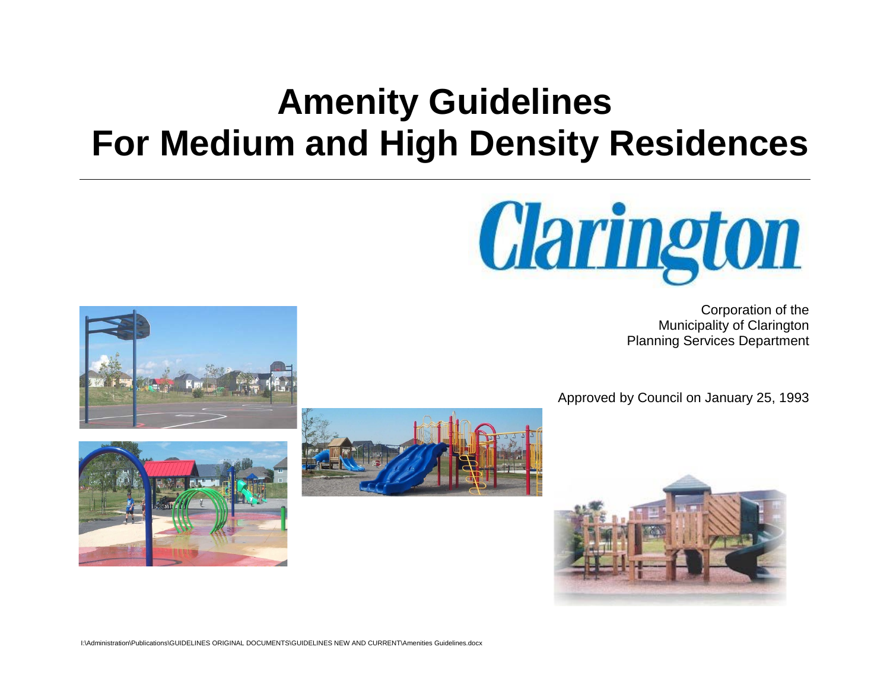# Amenity Guidelines For Medium and High Density Residences

Clarington

Corporation of the
Municipality of Clarington
Planning Services Department

Approved by Council on January 25, 1993

I:\Administration\Publications\GUIDELINES ORIGINAL DOCUMENTS\GUIDELINES NEW AND CURRENT\Amenities Guidelines.docx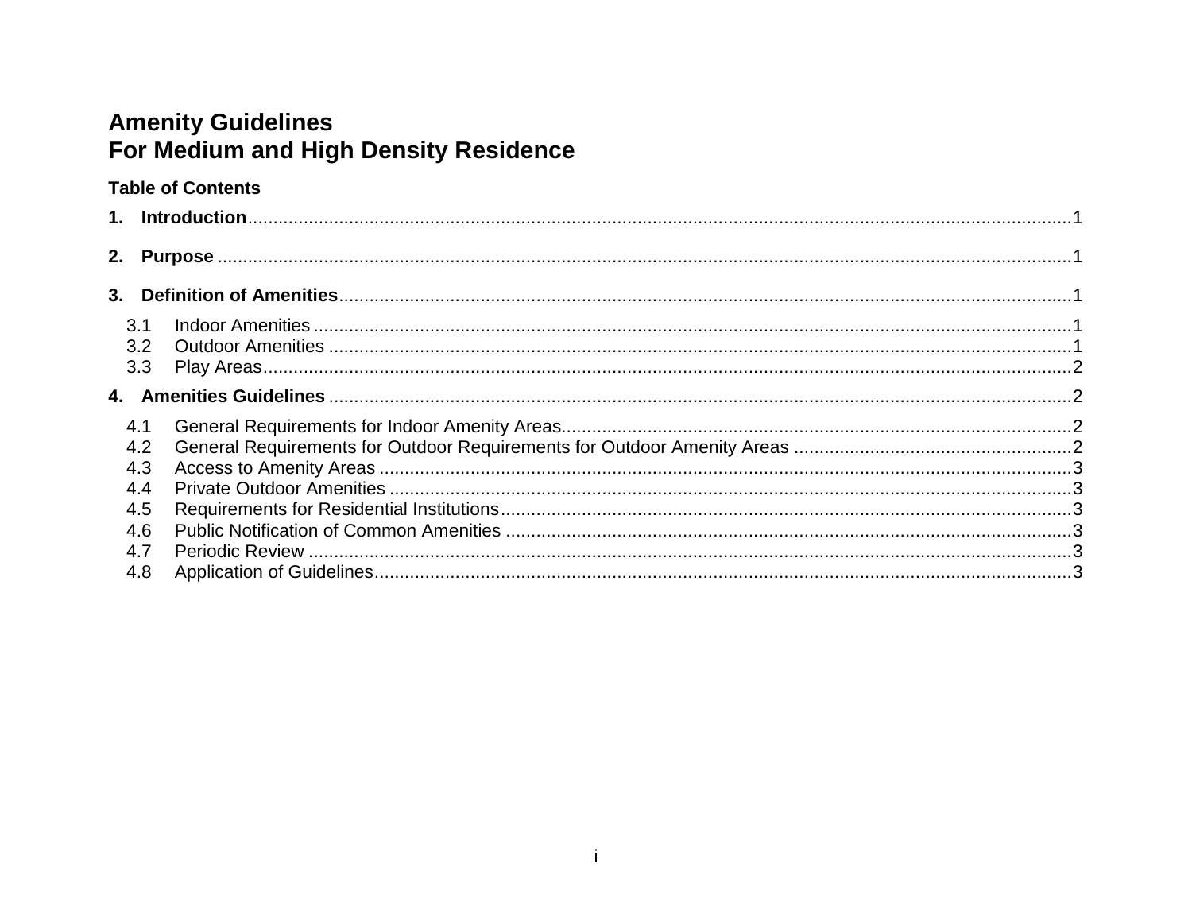# Amenity Guidelines
# For Medium and High Density Residence

**Table of Contents**

**1. Introduction** ........................................................................ 1

**2. Purpose** ........................................................................ 1

**3. Definition of Amenities** ........................................................................ 1

- 3.1 Indoor Amenities ........................................................................ 1
- 3.2 Outdoor Amenities ........................................................................ 1
- 3.3 Play Areas ........................................................................ 2

**4. Amenities Guidelines** ........................................................................ 2

- 4.1 General Requirements for Indoor Amenity Areas ........................................................................ 2
- 4.2 General Requirements for Outdoor Requirements for Outdoor Amenity Areas ........................................................................ 2
- 4.3 Access to Amenity Areas ........................................................................ 3
- 4.4 Private Outdoor Amenities ........................................................................ 3
- 4.5 Requirements for Residential Institutions ........................................................................ 3
- 4.6 Public Notification of Common Amenities ........................................................................ 3
- 4.7 Periodic Review ........................................................................ 3
- 4.8 Application of Guidelines ........................................................................ 3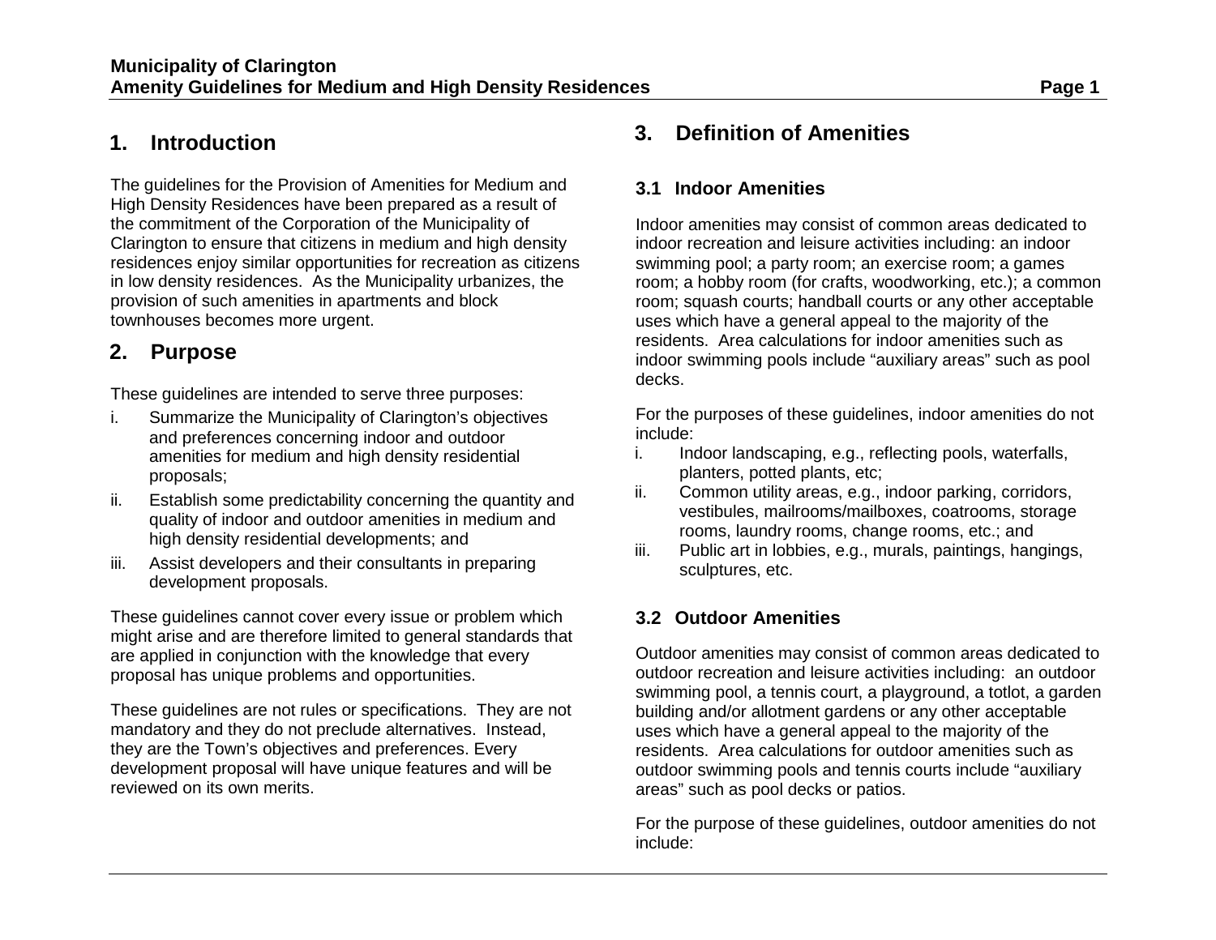## 1. Introduction

The guidelines for the Provision of Amenities for Medium and High Density Residences have been prepared as a result of the commitment of the Corporation of the Municipality of Clarington to ensure that citizens in medium and high density residences enjoy similar opportunities for recreation as citizens in low density residences. As the Municipality urbanizes, the provision of such amenities in apartments and block townhouses becomes more urgent.

## 2. Purpose

These guidelines are intended to serve three purposes:

i. Summarize the Municipality of Clarington's objectives and preferences concerning indoor and outdoor amenities for medium and high density residential proposals;
ii. Establish some predictability concerning the quantity and quality of indoor and outdoor amenities in medium and high density residential developments; and
iii. Assist developers and their consultants in preparing development proposals.

These guidelines cannot cover every issue or problem which might arise and are therefore limited to general standards that are applied in conjunction with the knowledge that every proposal has unique problems and opportunities.

These guidelines are not rules or specifications. They are not mandatory and they do not preclude alternatives. Instead, they are the Town's objectives and preferences. Every development proposal will have unique features and will be reviewed on its own merits.

## 3. Definition of Amenities

### 3.1 Indoor Amenities

Indoor amenities may consist of common areas dedicated to indoor recreation and leisure activities including: an indoor swimming pool; a party room; an exercise room; a games room; a hobby room (for crafts, woodworking, etc.); a common room; squash courts; handball courts or any other acceptable uses which have a general appeal to the majority of the residents. Area calculations for indoor amenities such as indoor swimming pools include "auxiliary areas" such as pool decks.

For the purposes of these guidelines, indoor amenities do not include:

i. Indoor landscaping, e.g., reflecting pools, waterfalls, planters, potted plants, etc;
ii. Common utility areas, e.g., indoor parking, corridors, vestibules, mailrooms/mailboxes, coatrooms, storage rooms, laundry rooms, change rooms, etc.; and
iii. Public art in lobbies, e.g., murals, paintings, hangings, sculptures, etc.

### 3.2 Outdoor Amenities

Outdoor amenities may consist of common areas dedicated to outdoor recreation and leisure activities including: an outdoor swimming pool, a tennis court, a playground, a totlot, a garden building and/or allotment gardens or any other acceptable uses which have a general appeal to the majority of the residents. Area calculations for outdoor amenities such as outdoor swimming pools and tennis courts include "auxiliary areas" such as pool decks or patios.

For the purpose of these guidelines, outdoor amenities do not include: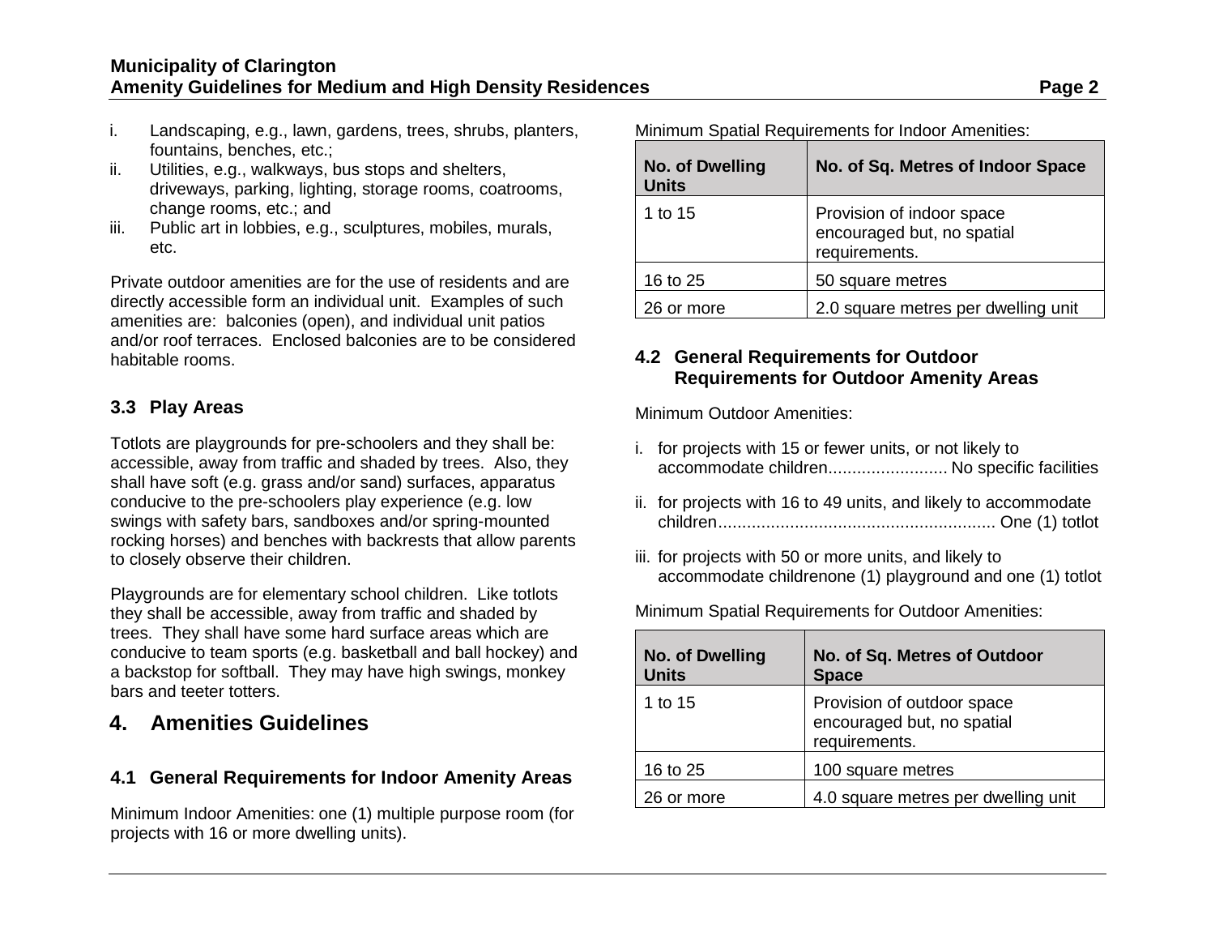i. Landscaping, e.g., lawn, gardens, trees, shrubs, planters, fountains, benches, etc.;
ii. Utilities, e.g., walkways, bus stops and shelters, driveways, parking, lighting, storage rooms, coatrooms, change rooms, etc.; and
iii. Public art in lobbies, e.g., sculptures, mobiles, murals, etc.

Private outdoor amenities are for the use of residents and are directly accessible form an individual unit. Examples of such amenities are: balconies (open), and individual unit patios and/or roof terraces. Enclosed balconies are to be considered habitable rooms.

### 3.3 Play Areas

Totlots are playgrounds for pre-schoolers and they shall be: accessible, away from traffic and shaded by trees. Also, they shall have soft (e.g. grass and/or sand) surfaces, apparatus conducive to the pre-schoolers play experience (e.g. low swings with safety bars, sandboxes and/or spring-mounted rocking horses) and benches with backrests that allow parents to closely observe their children.

Playgrounds are for elementary school children. Like totlots they shall be accessible, away from traffic and shaded by trees. They shall have some hard surface areas which are conducive to team sports (e.g. basketball and ball hockey) and a backstop for softball. They may have high swings, monkey bars and teeter totters.

## 4. Amenities Guidelines

### 4.1 General Requirements for Indoor Amenity Areas

Minimum Indoor Amenities: one (1) multiple purpose room (for projects with 16 or more dwelling units).

Minimum Spatial Requirements for Indoor Amenities:

| No. of Dwelling Units | No. of Sq. Metres of Indoor Space |
|---|---|
| 1 to 15 | Provision of indoor space encouraged but, no spatial requirements. |
| 16 to 25 | 50 square metres |
| 26 or more | 2.0 square metres per dwelling unit |

### 4.2 General Requirements for Outdoor Requirements for Outdoor Amenity Areas

Minimum Outdoor Amenities:

i. for projects with 15 or fewer units, or not likely to accommodate children......................... No specific facilities

ii. for projects with 16 to 49 units, and likely to accommodate children.......................................................... One (1) totlot

iii. for projects with 50 or more units, and likely to accommodate childrenone (1) playground and one (1) totlot

Minimum Spatial Requirements for Outdoor Amenities:

| No. of Dwelling Units | No. of Sq. Metres of Outdoor Space |
|---|---|
| 1 to 15 | Provision of outdoor space encouraged but, no spatial requirements. |
| 16 to 25 | 100 square metres |
| 26 or more | 4.0 square metres per dwelling unit |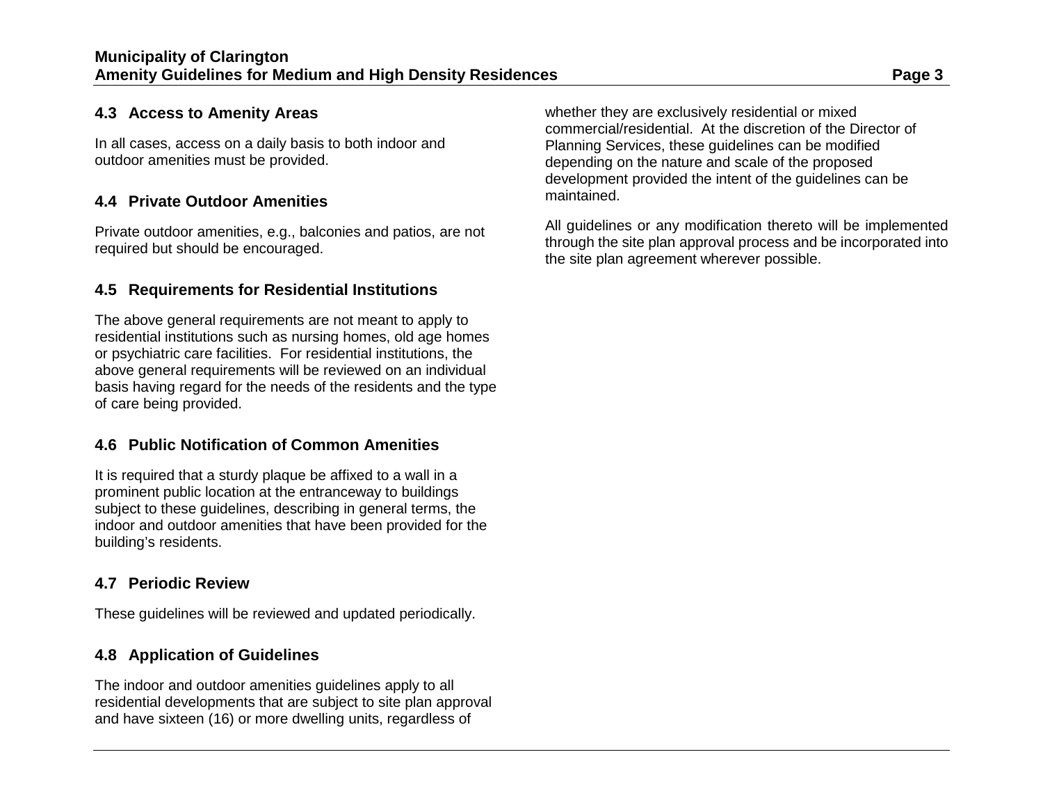### 4.3 Access to Amenity Areas

In all cases, access on a daily basis to both indoor and outdoor amenities must be provided.

### 4.4 Private Outdoor Amenities

Private outdoor amenities, e.g., balconies and patios, are not required but should be encouraged.

### 4.5 Requirements for Residential Institutions

The above general requirements are not meant to apply to residential institutions such as nursing homes, old age homes or psychiatric care facilities. For residential institutions, the above general requirements will be reviewed on an individual basis having regard for the needs of the residents and the type of care being provided.

### 4.6 Public Notification of Common Amenities

It is required that a sturdy plaque be affixed to a wall in a prominent public location at the entranceway to buildings subject to these guidelines, describing in general terms, the indoor and outdoor amenities that have been provided for the building's residents.

### 4.7 Periodic Review

These guidelines will be reviewed and updated periodically.

### 4.8 Application of Guidelines

The indoor and outdoor amenities guidelines apply to all residential developments that are subject to site plan approval and have sixteen (16) or more dwelling units, regardless of whether they are exclusively residential or mixed commercial/residential. At the discretion of the Director of Planning Services, these guidelines can be modified depending on the nature and scale of the proposed development provided the intent of the guidelines can be maintained.

All guidelines or any modification thereto will be implemented through the site plan approval process and be incorporated into the site plan agreement wherever possible.